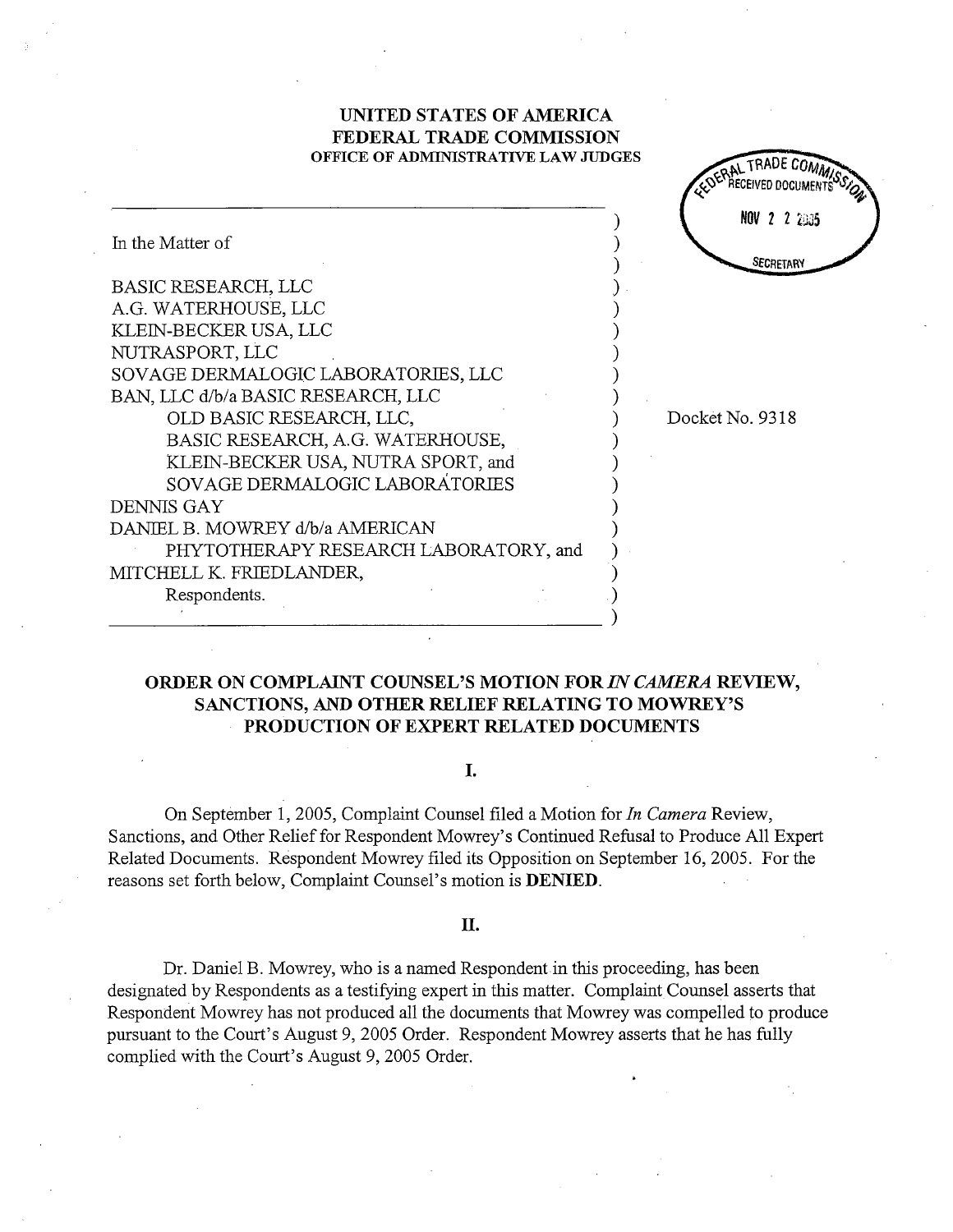**UNITED STATES OF AMERICA**
**FEDERAL TRADE COMMISSION**
**OFFICE OF ADMINISTRATIVE LAW JUDGES**

FEDERAL TRADE COMMISSION RECEIVED DOCUMENTS
NOV 22 2005
SECRETARY

In the Matter of

BASIC RESEARCH, LLC
A.G. WATERHOUSE, LLC
KLEIN-BECKER USA, LLC
NUTRASPORT, LLC
SOVAGE DERMALOGIC LABORATORIES, LLC
BAN, LLC d/b/a BASIC RESEARCH, LLC
OLD BASIC RESEARCH, LLC,
BASIC RESEARCH, A.G. WATERHOUSE,
KLEIN-BECKER USA, NUTRA SPORT, and
SOVAGE DERMALOGIC LABORATORIES
DENNIS GAY
DANIEL B. MOWREY d/b/a AMERICAN
PHYTOTHERAPY RESEARCH LABORATORY, and
MITCHELL K. FRIEDLANDER,
Respondents.

Docket No. 9318

## ORDER ON COMPLAINT COUNSEL'S MOTION FOR *IN CAMERA* REVIEW, SANCTIONS, AND OTHER RELIEF RELATING TO MOWREY'S PRODUCTION OF EXPERT RELATED DOCUMENTS

### I.

On September 1, 2005, Complaint Counsel filed a Motion for *In Camera* Review, Sanctions, and Other Relief for Respondent Mowrey's Continued Refusal to Produce All Expert Related Documents. Respondent Mowrey filed its Opposition on September 16, 2005. For the reasons set forth below, Complaint Counsel's motion is **DENIED**.

### II.

Dr. Daniel B. Mowrey, who is a named Respondent in this proceeding, has been designated by Respondents as a testifying expert in this matter. Complaint Counsel asserts that Respondent Mowrey has not produced all the documents that Mowrey was compelled to produce pursuant to the Court's August 9, 2005 Order. Respondent Mowrey asserts that he has fully complied with the Court's August 9, 2005 Order.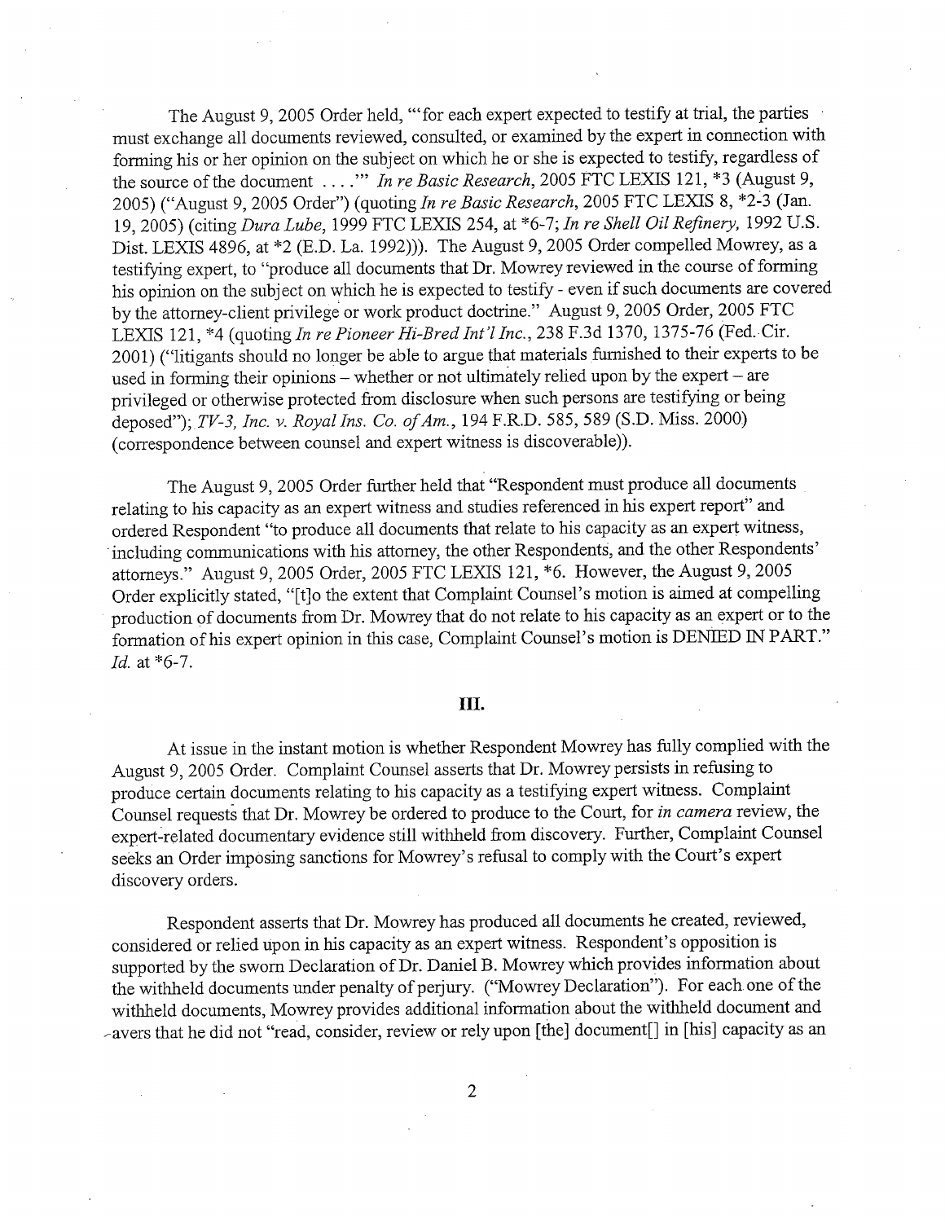The August 9, 2005 Order held, "'for each expert expected to testify at trial, the parties must exchange all documents reviewed, consulted, or examined by the expert in connection with forming his or her opinion on the subject on which he or she is expected to testify, regardless of the source of the document . . . .'" *In re Basic Research*, 2005 FTC LEXIS 121, *3 (August 9, 2005) ("August 9, 2005 Order") (quoting *In re Basic Research*, 2005 FTC LEXIS 8, *2-3 (Jan. 19, 2005) (citing *Dura Lube*, 1999 FTC LEXIS 254, at *6-7; *In re Shell Oil Refinery*, 1992 U.S. Dist. LEXIS 4896, at *2 (E.D. La. 1992))). The August 9, 2005 Order compelled Mowrey, as a testifying expert, to "produce all documents that Dr. Mowrey reviewed in the course of forming his opinion on the subject on which he is expected to testify - even if such documents are covered by the attorney-client privilege or work product doctrine." August 9, 2005 Order, 2005 FTC LEXIS 121, *4 (quoting *In re Pioneer Hi-Bred Int'l Inc.*, 238 F.3d 1370, 1375-76 (Fed. Cir. 2001) ("litigants should no longer be able to argue that materials furnished to their experts to be used in forming their opinions – whether or not ultimately relied upon by the expert – are privileged or otherwise protected from disclosure when such persons are testifying or being deposed"); *TV-3, Inc. v. Royal Ins. Co. of Am.*, 194 F.R.D. 585, 589 (S.D. Miss. 2000) (correspondence between counsel and expert witness is discoverable)).

The August 9, 2005 Order further held that "Respondent must produce all documents relating to his capacity as an expert witness and studies referenced in his expert report" and ordered Respondent "to produce all documents that relate to his capacity as an expert witness, including communications with his attorney, the other Respondents, and the other Respondents' attorneys." August 9, 2005 Order, 2005 FTC LEXIS 121, *6. However, the August 9, 2005 Order explicitly stated, "[t]o the extent that Complaint Counsel's motion is aimed at compelling production of documents from Dr. Mowrey that do not relate to his capacity as an expert or to the formation of his expert opinion in this case, Complaint Counsel's motion is DENIED IN PART." *Id.* at *6-7.

## III.

At issue in the instant motion is whether Respondent Mowrey has fully complied with the August 9, 2005 Order. Complaint Counsel asserts that Dr. Mowrey persists in refusing to produce certain documents relating to his capacity as a testifying expert witness. Complaint Counsel requests that Dr. Mowrey be ordered to produce to the Court, for *in camera* review, the expert-related documentary evidence still withheld from discovery. Further, Complaint Counsel seeks an Order imposing sanctions for Mowrey's refusal to comply with the Court's expert discovery orders.

Respondent asserts that Dr. Mowrey has produced all documents he created, reviewed, considered or relied upon in his capacity as an expert witness. Respondent's opposition is supported by the sworn Declaration of Dr. Daniel B. Mowrey which provides information about the withheld documents under penalty of perjury. ("Mowrey Declaration"). For each one of the withheld documents, Mowrey provides additional information about the withheld document and avers that he did not "read, consider, review or rely upon [the] document[] in [his] capacity as an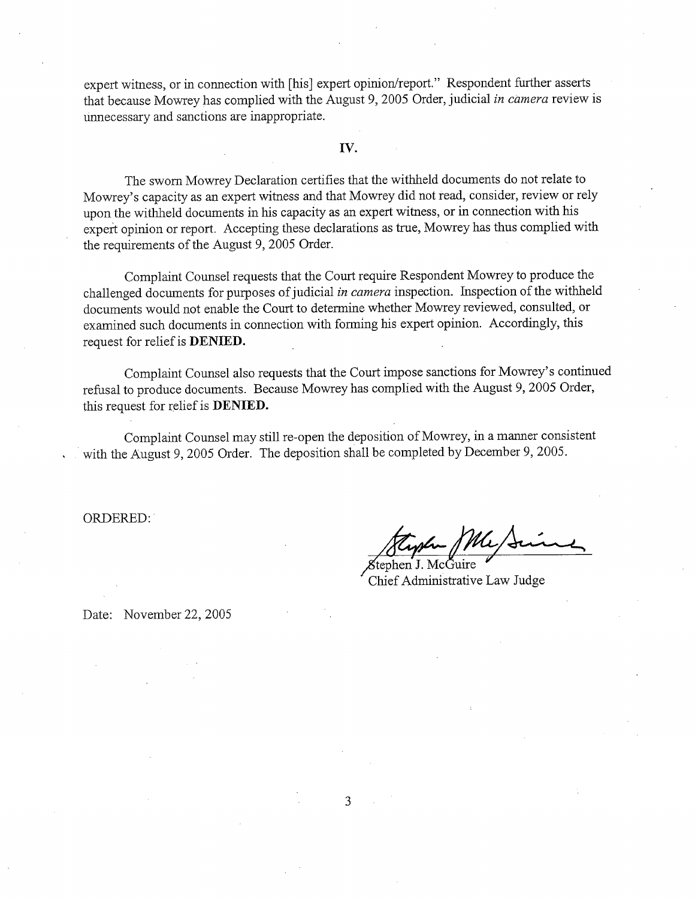expert witness, or in connection with [his] expert opinion/report." Respondent further asserts that because Mowrey has complied with the August 9, 2005 Order, judicial *in camera* review is unnecessary and sanctions are inappropriate.

## IV.

The sworn Mowrey Declaration certifies that the withheld documents do not relate to Mowrey's capacity as an expert witness and that Mowrey did not read, consider, review or rely upon the withheld documents in his capacity as an expert witness, or in connection with his expert opinion or report. Accepting these declarations as true, Mowrey has thus complied with the requirements of the August 9, 2005 Order.

Complaint Counsel requests that the Court require Respondent Mowrey to produce the challenged documents for purposes of judicial *in camera* inspection. Inspection of the withheld documents would not enable the Court to determine whether Mowrey reviewed, consulted, or examined such documents in connection with forming his expert opinion. Accordingly, this request for relief is **DENIED.**

Complaint Counsel also requests that the Court impose sanctions for Mowrey's continued refusal to produce documents. Because Mowrey has complied with the August 9, 2005 Order, this request for relief is **DENIED.**

Complaint Counsel may still re-open the deposition of Mowrey, in a manner consistent with the August 9, 2005 Order. The deposition shall be completed by December 9, 2005.

ORDERED:

Stephen J. McGuire
Chief Administrative Law Judge

Date: November 22, 2005